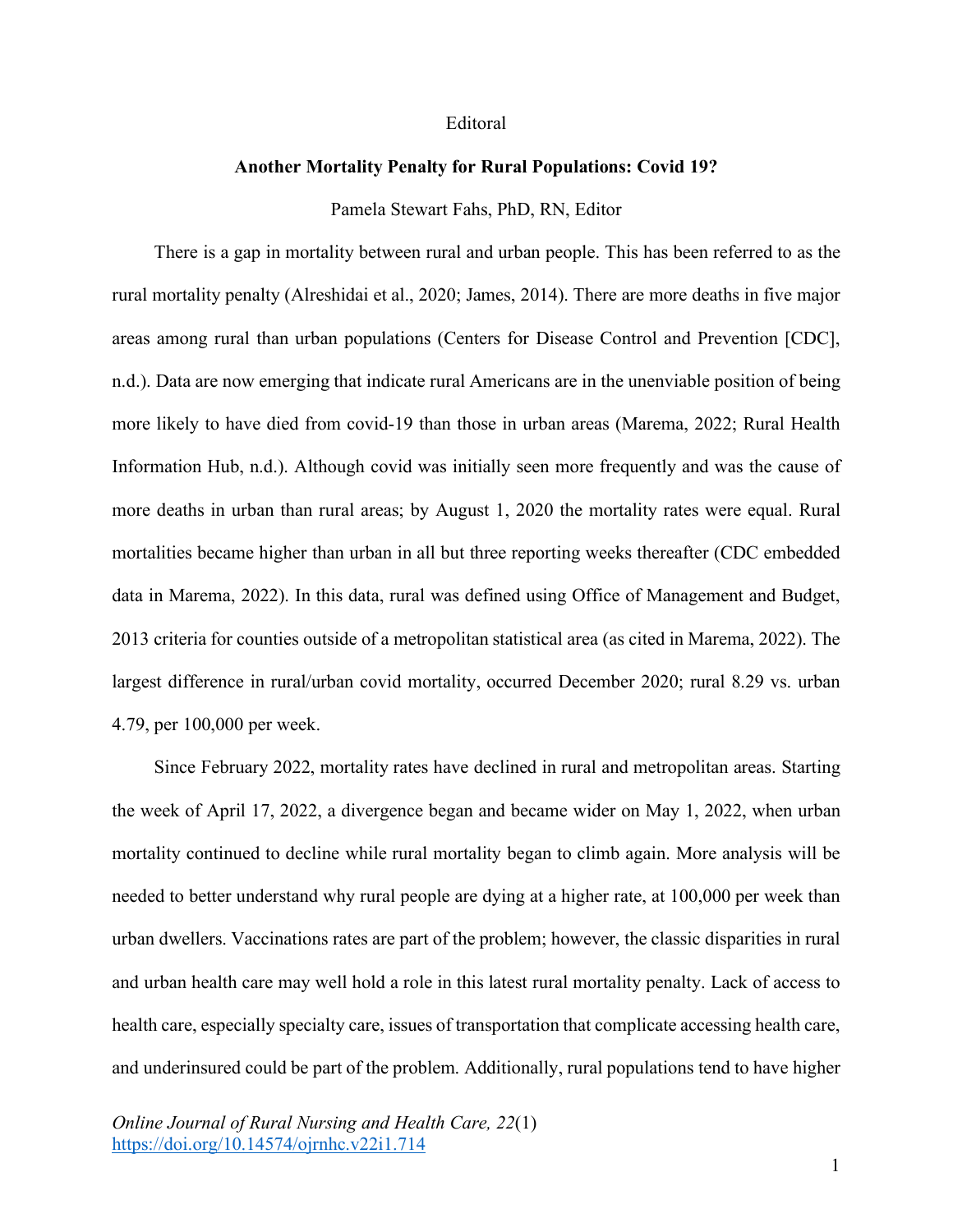Editoral

# Another Mortality Penalty for Rural Populations: Covid 19?

Pamela Stewart Fahs, PhD, RN, Editor

There is a gap in mortality between rural and urban people. This has been referred to as the rural mortality penalty (Alreshidai et al., 2020; James, 2014). There are more deaths in five major areas among rural than urban populations (Centers for Disease Control and Prevention [CDC], n.d.). Data are now emerging that indicate rural Americans are in the unenviable position of being more likely to have died from covid-19 than those in urban areas (Marema, 2022; Rural Health Information Hub, n.d.). Although covid was initially seen more frequently and was the cause of more deaths in urban than rural areas; by August 1, 2020 the mortality rates were equal. Rural mortalities became higher than urban in all but three reporting weeks thereafter (CDC embedded data in Marema, 2022). In this data, rural was defined using Office of Management and Budget, 2013 criteria for counties outside of a metropolitan statistical area (as cited in Marema, 2022). The largest difference in rural/urban covid mortality, occurred December 2020; rural 8.29 vs. urban 4.79, per 100,000 per week.

Since February 2022, mortality rates have declined in rural and metropolitan areas. Starting the week of April 17, 2022, a divergence began and became wider on May 1, 2022, when urban mortality continued to decline while rural mortality began to climb again. More analysis will be needed to better understand why rural people are dying at a higher rate, at 100,000 per week than urban dwellers. Vaccinations rates are part of the problem; however, the classic disparities in rural and urban health care may well hold a role in this latest rural mortality penalty. Lack of access to health care, especially specialty care, issues of transportation that complicate accessing health care, and underinsured could be part of the problem. Additionally, rural populations tend to have higher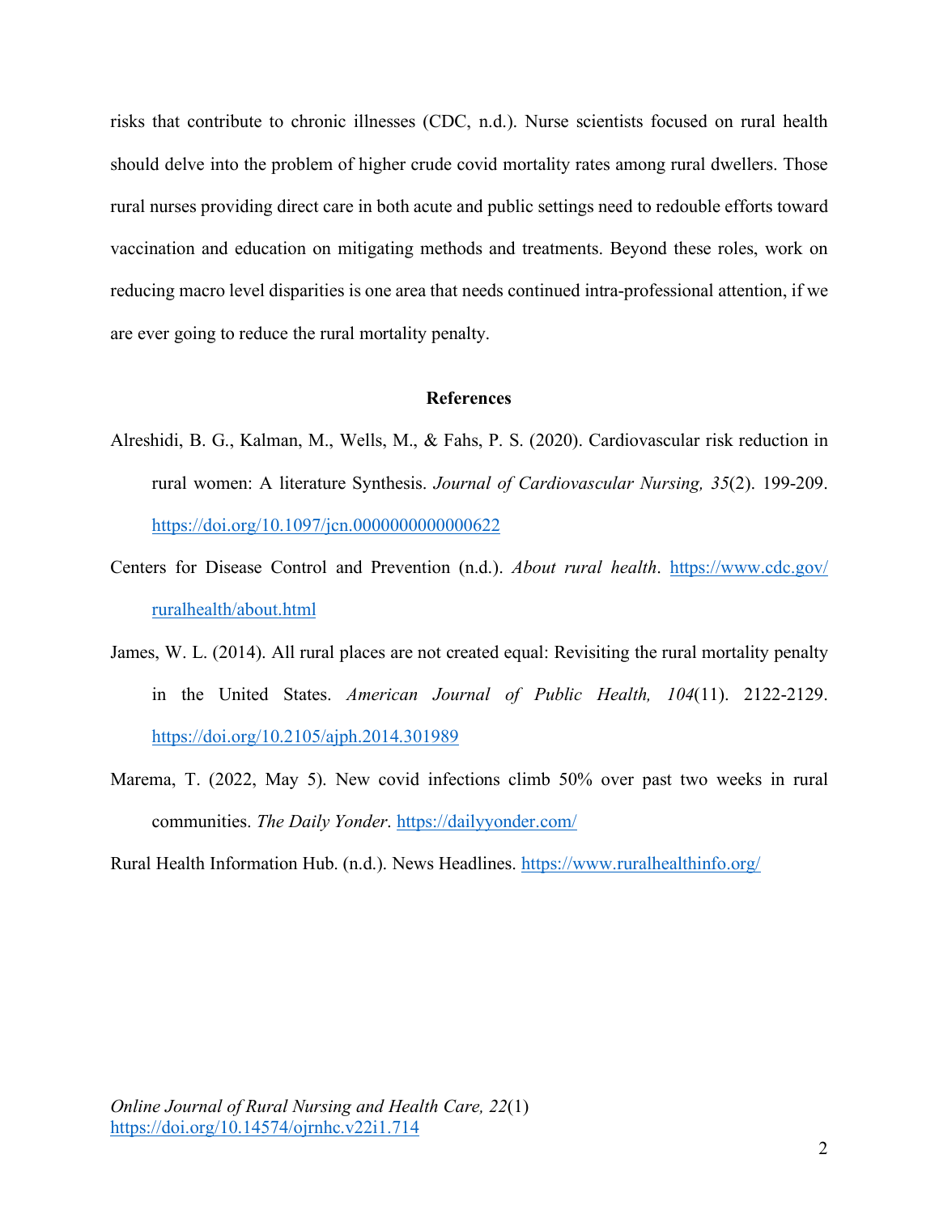risks that contribute to chronic illnesses (CDC, n.d.). Nurse scientists focused on rural health should delve into the problem of higher crude covid mortality rates among rural dwellers. Those rural nurses providing direct care in both acute and public settings need to redouble efforts toward vaccination and education on mitigating methods and treatments. Beyond these roles, work on reducing macro level disparities is one area that needs continued intra-professional attention, if we are ever going to reduce the rural mortality penalty.

## References

Alreshidi, B. G., Kalman, M., Wells, M., & Fahs, P. S. (2020). Cardiovascular risk reduction in rural women: A literature Synthesis. *Journal of Cardiovascular Nursing, 35*(2). 199-209. https://doi.org/10.1097/jcn.0000000000000622

Centers for Disease Control and Prevention (n.d.). *About rural health*. https://www.cdc.gov/ruralhealth/about.html

James, W. L. (2014). All rural places are not created equal: Revisiting the rural mortality penalty in the United States. *American Journal of Public Health, 104*(11). 2122-2129. https://doi.org/10.2105/ajph.2014.301989

Marema, T. (2022, May 5). New covid infections climb 50% over past two weeks in rural communities. *The Daily Yonder*. https://dailyyonder.com/

Rural Health Information Hub. (n.d.). News Headlines. https://www.ruralhealthinfo.org/